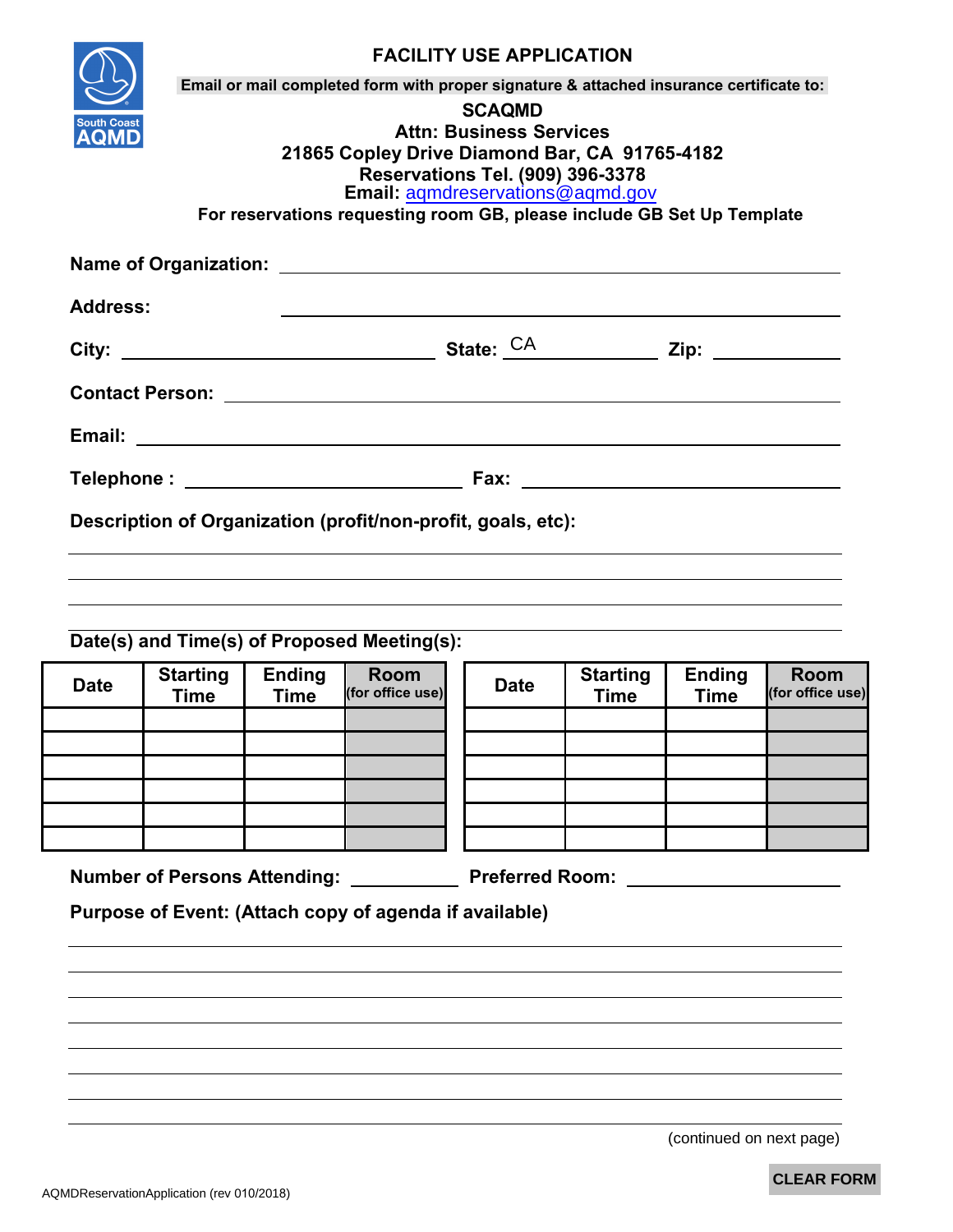# FACILITY USE APPLICATION

**Email or mail completed form with proper signature & attached insurance certificate to:**

**SCAQMD**
**Attn: Business Services**
**21865 Copley Drive Diamond Bar, CA 91765-4182**
**Reservations Tel. (909) 396-3378**
**Email:** aqmdreservations@aqmd.gov
**For reservations requesting room GB, please include GB Set Up Template**

**Name of Organization:** ______________________________

**Address:** ______________________________

**City:** ____________________ **State:** CA __________ **Zip:** __________

**Contact Person:** ______________________________

**Email:** ______________________________

**Telephone :** ____________________ **Fax:** ____________________

**Description of Organization (profit/non-profit, goals, etc):**

______________________________

______________________________

______________________________

**Date(s) and Time(s) of Proposed Meeting(s):**

| Date | Starting Time | Ending Time | Room (for office use) | Date | Starting Time | Ending Time | Room (for office use) |
|---|---|---|---|---|---|---|---|
| | | | | | | | |
| | | | | | | | |
| | | | | | | | |
| | | | | | | | |
| | | | | | | | |
| | | | | | | | |

**Number of Persons Attending:** __________ **Preferred Room:** __________

**Purpose of Event: (Attach copy of agenda if available)**

______________________________

______________________________

______________________________

______________________________

______________________________

______________________________

______________________________

(continued on next page)

CLEAR FORM

AQMDReservationApplication (rev 010/2018)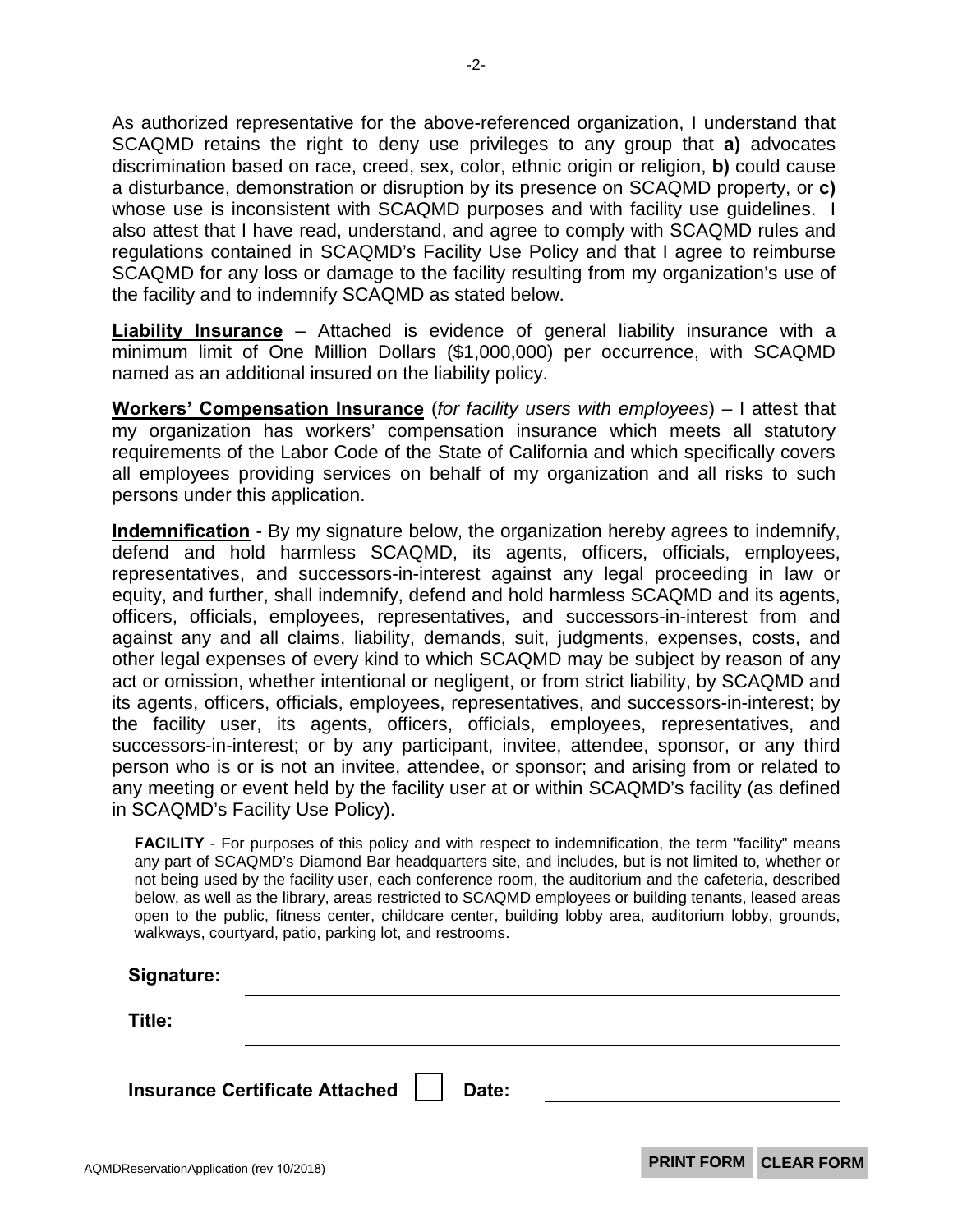As authorized representative for the above-referenced organization, I understand that SCAQMD retains the right to deny use privileges to any group that **a)** advocates discrimination based on race, creed, sex, color, ethnic origin or religion, **b)** could cause a disturbance, demonstration or disruption by its presence on SCAQMD property, or **c)** whose use is inconsistent with SCAQMD purposes and with facility use guidelines. I also attest that I have read, understand, and agree to comply with SCAQMD rules and regulations contained in SCAQMD's Facility Use Policy and that I agree to reimburse SCAQMD for any loss or damage to the facility resulting from my organization's use of the facility and to indemnify SCAQMD as stated below.

**Liability Insurance** – Attached is evidence of general liability insurance with a minimum limit of One Million Dollars ($1,000,000) per occurrence, with SCAQMD named as an additional insured on the liability policy.

**Workers' Compensation Insurance** (*for facility users with employees*) – I attest that my organization has workers' compensation insurance which meets all statutory requirements of the Labor Code of the State of California and which specifically covers all employees providing services on behalf of my organization and all risks to such persons under this application.

**Indemnification** - By my signature below, the organization hereby agrees to indemnify, defend and hold harmless SCAQMD, its agents, officers, officials, employees, representatives, and successors-in-interest against any legal proceeding in law or equity, and further, shall indemnify, defend and hold harmless SCAQMD and its agents, officers, officials, employees, representatives, and successors-in-interest from and against any and all claims, liability, demands, suit, judgments, expenses, costs, and other legal expenses of every kind to which SCAQMD may be subject by reason of any act or omission, whether intentional or negligent, or from strict liability, by SCAQMD and its agents, officers, officials, employees, representatives, and successors-in-interest; by the facility user, its agents, officers, officials, employees, representatives, and successors-in-interest; or by any participant, invitee, attendee, sponsor, or any third person who is or is not an invitee, attendee, or sponsor; and arising from or related to any meeting or event held by the facility user at or within SCAQMD's facility (as defined in SCAQMD's Facility Use Policy).

**FACILITY** - For purposes of this policy and with respect to indemnification, the term "facility" means any part of SCAQMD's Diamond Bar headquarters site, and includes, but is not limited to, whether or not being used by the facility user, each conference room, the auditorium and the cafeteria, described below, as well as the library, areas restricted to SCAQMD employees or building tenants, leased areas open to the public, fitness center, childcare center, building lobby area, auditorium lobby, grounds, walkways, courtyard, patio, parking lot, and restrooms.

**Signature:** ______________________________

**Title:** ______________________________

**Insurance Certificate Attached** ☐ **Date:** ______________________________

AQMDReservationApplication (rev 10/2018)

PRINT FORM CLEAR FORM